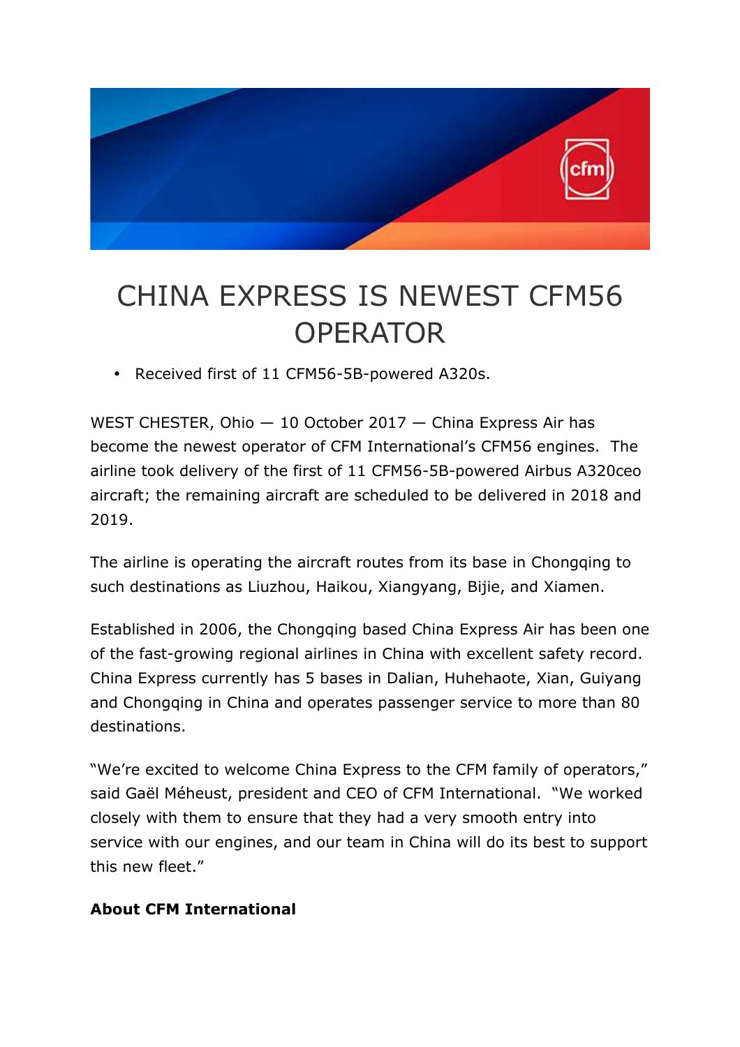# CHINA EXPRESS IS NEWEST CFM56 OPERATOR

- Received first of 11 CFM56-5B-powered A320s.

WEST CHESTER, Ohio — 10 October 2017 — China Express Air has become the newest operator of CFM International's CFM56 engines. The airline took delivery of the first of 11 CFM56-5B-powered Airbus A320ceo aircraft; the remaining aircraft are scheduled to be delivered in 2018 and 2019.

The airline is operating the aircraft routes from its base in Chongqing to such destinations as Liuzhou, Haikou, Xiangyang, Bijie, and Xiamen.

Established in 2006, the Chongqing based China Express Air has been one of the fast-growing regional airlines in China with excellent safety record. China Express currently has 5 bases in Dalian, Huhehaote, Xian, Guiyang and Chongqing in China and operates passenger service to more than 80 destinations.

"We're excited to welcome China Express to the CFM family of operators," said Gaël Méheust, president and CEO of CFM International. "We worked closely with them to ensure that they had a very smooth entry into service with our engines, and our team in China will do its best to support this new fleet."

**About CFM International**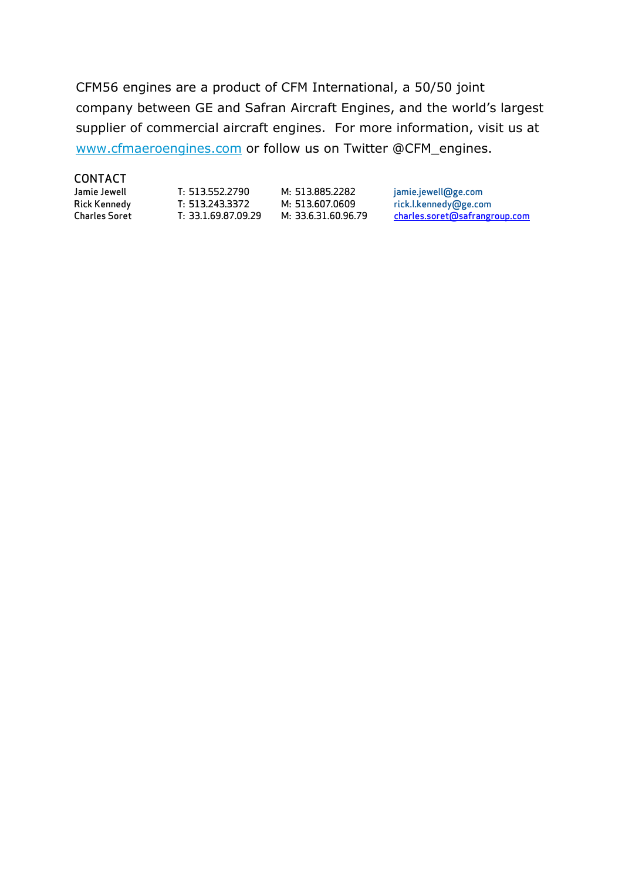CFM56 engines are a product of CFM International, a 50/50 joint company between GE and Safran Aircraft Engines, and the world's largest supplier of commercial aircraft engines. For more information, visit us at www.cfmaeroengines.com or follow us on Twitter @CFM_engines.

**CONTACT**

| | | | |
|---|---|---|---|
| Jamie Jewell | T: 513.552.2790 | M: 513.885.2282 | jamie.jewell@ge.com |
| Rick Kennedy | T: 513.243.3372 | M: 513.607.0609 | rick.l.kennedy@ge.com |
| Charles Soret | T: 33.1.69.87.09.29 | M: 33.6.31.60.96.79 | charles.soret@safrangroup.com |